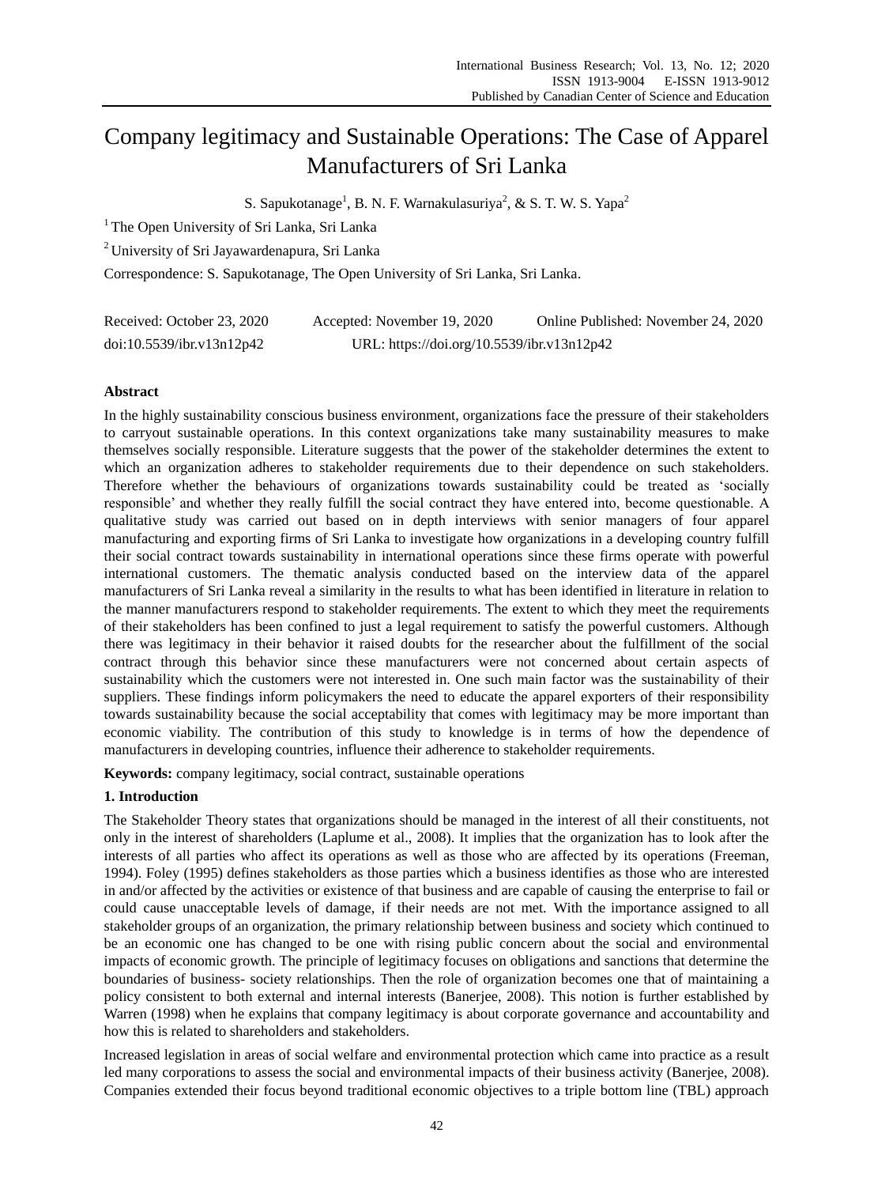# Company legitimacy and Sustainable Operations: The Case of Apparel Manufacturers of Sri Lanka

S. Sapukotanage[1], B. N. F. Warnakulasuriya[2], & S. T. W. S. Yapa[2]

[1] The Open University of Sri Lanka, Sri Lanka

[2] University of Sri Jayawardenapura, Sri Lanka

Correspondence: S. Sapukotanage, The Open University of Sri Lanka, Sri Lanka.

Received: October 23, 2020 Accepted: November 19, 2020 Online Published: November 24, 2020

doi:10.5539/ibr.v13n12p42 URL: https://doi.org/10.5539/ibr.v13n12p42

**Abstract**

In the highly sustainability conscious business environment, organizations face the pressure of their stakeholders to carryout sustainable operations. In this context organizations take many sustainability measures to make themselves socially responsible. Literature suggests that the power of the stakeholder determines the extent to which an organization adheres to stakeholder requirements due to their dependence on such stakeholders. Therefore whether the behaviours of organizations towards sustainability could be treated as 'socially responsible' and whether they really fulfill the social contract they have entered into, become questionable. A qualitative study was carried out based on in depth interviews with senior managers of four apparel manufacturing and exporting firms of Sri Lanka to investigate how organizations in a developing country fulfill their social contract towards sustainability in international operations since these firms operate with powerful international customers. The thematic analysis conducted based on the interview data of the apparel manufacturers of Sri Lanka reveal a similarity in the results to what has been identified in literature in relation to the manner manufacturers respond to stakeholder requirements. The extent to which they meet the requirements of their stakeholders has been confined to just a legal requirement to satisfy the powerful customers. Although there was legitimacy in their behavior it raised doubts for the researcher about the fulfillment of the social contract through this behavior since these manufacturers were not concerned about certain aspects of sustainability which the customers were not interested in. One such main factor was the sustainability of their suppliers. These findings inform policymakers the need to educate the apparel exporters of their responsibility towards sustainability because the social acceptability that comes with legitimacy may be more important than economic viability. The contribution of this study to knowledge is in terms of how the dependence of manufacturers in developing countries, influence their adherence to stakeholder requirements.

**Keywords:** company legitimacy, social contract, sustainable operations

## 1. Introduction

The Stakeholder Theory states that organizations should be managed in the interest of all their constituents, not only in the interest of shareholders (Laplume et al., 2008). It implies that the organization has to look after the interests of all parties who affect its operations as well as those who are affected by its operations (Freeman, 1994). Foley (1995) defines stakeholders as those parties which a business identifies as those who are interested in and/or affected by the activities or existence of that business and are capable of causing the enterprise to fail or could cause unacceptable levels of damage, if their needs are not met. With the importance assigned to all stakeholder groups of an organization, the primary relationship between business and society which continued to be an economic one has changed to be one with rising public concern about the social and environmental impacts of economic growth. The principle of legitimacy focuses on obligations and sanctions that determine the boundaries of business- society relationships. Then the role of organization becomes one that of maintaining a policy consistent to both external and internal interests (Banerjee, 2008). This notion is further established by Warren (1998) when he explains that company legitimacy is about corporate governance and accountability and how this is related to shareholders and stakeholders.

Increased legislation in areas of social welfare and environmental protection which came into practice as a result led many corporations to assess the social and environmental impacts of their business activity (Banerjee, 2008). Companies extended their focus beyond traditional economic objectives to a triple bottom line (TBL) approach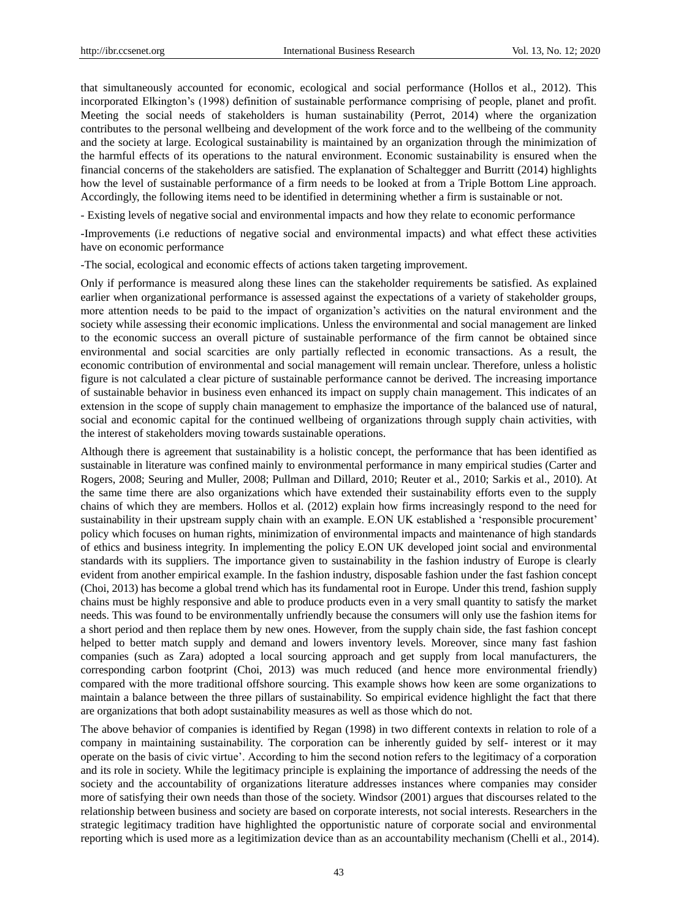that simultaneously accounted for economic, ecological and social performance (Hollos et al., 2012). This incorporated Elkington's (1998) definition of sustainable performance comprising of people, planet and profit. Meeting the social needs of stakeholders is human sustainability (Perrot, 2014) where the organization contributes to the personal wellbeing and development of the work force and to the wellbeing of the community and the society at large. Ecological sustainability is maintained by an organization through the minimization of the harmful effects of its operations to the natural environment. Economic sustainability is ensured when the financial concerns of the stakeholders are satisfied. The explanation of Schaltegger and Burritt (2014) highlights how the level of sustainable performance of a firm needs to be looked at from a Triple Bottom Line approach. Accordingly, the following items need to be identified in determining whether a firm is sustainable or not.

- Existing levels of negative social and environmental impacts and how they relate to economic performance

-Improvements (i.e reductions of negative social and environmental impacts) and what effect these activities have on economic performance

-The social, ecological and economic effects of actions taken targeting improvement.

Only if performance is measured along these lines can the stakeholder requirements be satisfied. As explained earlier when organizational performance is assessed against the expectations of a variety of stakeholder groups, more attention needs to be paid to the impact of organization's activities on the natural environment and the society while assessing their economic implications. Unless the environmental and social management are linked to the economic success an overall picture of sustainable performance of the firm cannot be obtained since environmental and social scarcities are only partially reflected in economic transactions. As a result, the economic contribution of environmental and social management will remain unclear. Therefore, unless a holistic figure is not calculated a clear picture of sustainable performance cannot be derived. The increasing importance of sustainable behavior in business even enhanced its impact on supply chain management. This indicates of an extension in the scope of supply chain management to emphasize the importance of the balanced use of natural, social and economic capital for the continued wellbeing of organizations through supply chain activities, with the interest of stakeholders moving towards sustainable operations.

Although there is agreement that sustainability is a holistic concept, the performance that has been identified as sustainable in literature was confined mainly to environmental performance in many empirical studies (Carter and Rogers, 2008; Seuring and Muller, 2008; Pullman and Dillard, 2010; Reuter et al., 2010; Sarkis et al., 2010). At the same time there are also organizations which have extended their sustainability efforts even to the supply chains of which they are members. Hollos et al. (2012) explain how firms increasingly respond to the need for sustainability in their upstream supply chain with an example. E.ON UK established a 'responsible procurement' policy which focuses on human rights, minimization of environmental impacts and maintenance of high standards of ethics and business integrity. In implementing the policy E.ON UK developed joint social and environmental standards with its suppliers. The importance given to sustainability in the fashion industry of Europe is clearly evident from another empirical example. In the fashion industry, disposable fashion under the fast fashion concept (Choi, 2013) has become a global trend which has its fundamental root in Europe. Under this trend, fashion supply chains must be highly responsive and able to produce products even in a very small quantity to satisfy the market needs. This was found to be environmentally unfriendly because the consumers will only use the fashion items for a short period and then replace them by new ones. However, from the supply chain side, the fast fashion concept helped to better match supply and demand and lowers inventory levels. Moreover, since many fast fashion companies (such as Zara) adopted a local sourcing approach and get supply from local manufacturers, the corresponding carbon footprint (Choi, 2013) was much reduced (and hence more environmental friendly) compared with the more traditional offshore sourcing. This example shows how keen are some organizations to maintain a balance between the three pillars of sustainability. So empirical evidence highlight the fact that there are organizations that both adopt sustainability measures as well as those which do not.

The above behavior of companies is identified by Regan (1998) in two different contexts in relation to role of a company in maintaining sustainability. The corporation can be inherently guided by self- interest or it may operate on the basis of civic virtue'. According to him the second notion refers to the legitimacy of a corporation and its role in society. While the legitimacy principle is explaining the importance of addressing the needs of the society and the accountability of organizations literature addresses instances where companies may consider more of satisfying their own needs than those of the society. Windsor (2001) argues that discourses related to the relationship between business and society are based on corporate interests, not social interests. Researchers in the strategic legitimacy tradition have highlighted the opportunistic nature of corporate social and environmental reporting which is used more as a legitimization device than as an accountability mechanism (Chelli et al., 2014).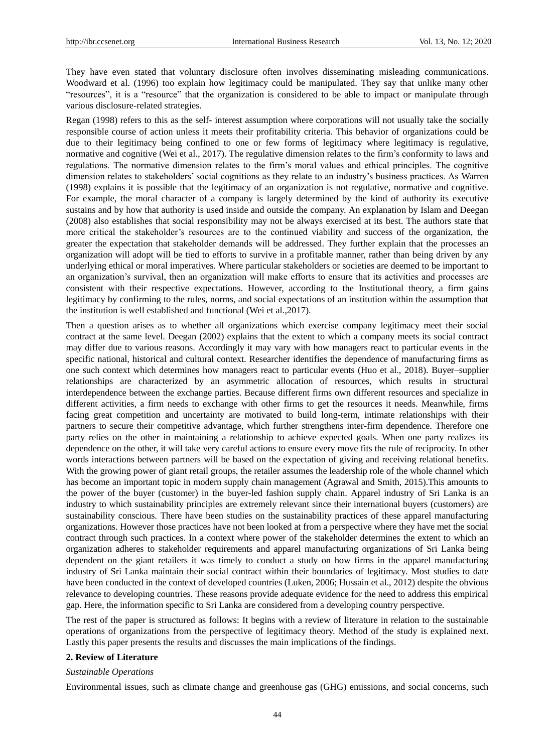They have even stated that voluntary disclosure often involves disseminating misleading communications. Woodward et al. (1996) too explain how legitimacy could be manipulated. They say that unlike many other "resources", it is a "resource" that the organization is considered to be able to impact or manipulate through various disclosure-related strategies.

Regan (1998) refers to this as the self- interest assumption where corporations will not usually take the socially responsible course of action unless it meets their profitability criteria. This behavior of organizations could be due to their legitimacy being confined to one or few forms of legitimacy where legitimacy is regulative, normative and cognitive (Wei et al., 2017). The regulative dimension relates to the firm's conformity to laws and regulations. The normative dimension relates to the firm's moral values and ethical principles. The cognitive dimension relates to stakeholders' social cognitions as they relate to an industry's business practices. As Warren (1998) explains it is possible that the legitimacy of an organization is not regulative, normative and cognitive. For example, the moral character of a company is largely determined by the kind of authority its executive sustains and by how that authority is used inside and outside the company. An explanation by Islam and Deegan (2008) also establishes that social responsibility may not be always exercised at its best. The authors state that more critical the stakeholder's resources are to the continued viability and success of the organization, the greater the expectation that stakeholder demands will be addressed. They further explain that the processes an organization will adopt will be tied to efforts to survive in a profitable manner, rather than being driven by any underlying ethical or moral imperatives. Where particular stakeholders or societies are deemed to be important to an organization's survival, then an organization will make efforts to ensure that its activities and processes are consistent with their respective expectations. However, according to the Institutional theory, a firm gains legitimacy by confirming to the rules, norms, and social expectations of an institution within the assumption that the institution is well established and functional (Wei et al.,2017).

Then a question arises as to whether all organizations which exercise company legitimacy meet their social contract at the same level. Deegan (2002) explains that the extent to which a company meets its social contract may differ due to various reasons. Accordingly it may vary with how managers react to particular events in the specific national, historical and cultural context. Researcher identifies the dependence of manufacturing firms as one such context which determines how managers react to particular events (Huo et al., 2018). Buyer–supplier relationships are characterized by an asymmetric allocation of resources, which results in structural interdependence between the exchange parties. Because different firms own different resources and specialize in different activities, a firm needs to exchange with other firms to get the resources it needs. Meanwhile, firms facing great competition and uncertainty are motivated to build long-term, intimate relationships with their partners to secure their competitive advantage, which further strengthens inter-firm dependence. Therefore one party relies on the other in maintaining a relationship to achieve expected goals. When one party realizes its dependence on the other, it will take very careful actions to ensure every move fits the rule of reciprocity. In other words interactions between partners will be based on the expectation of giving and receiving relational benefits. With the growing power of giant retail groups, the retailer assumes the leadership role of the whole channel which has become an important topic in modern supply chain management (Agrawal and Smith, 2015).This amounts to the power of the buyer (customer) in the buyer-led fashion supply chain. Apparel industry of Sri Lanka is an industry to which sustainability principles are extremely relevant since their international buyers (customers) are sustainability conscious. There have been studies on the sustainability practices of these apparel manufacturing organizations. However those practices have not been looked at from a perspective where they have met the social contract through such practices. In a context where power of the stakeholder determines the extent to which an organization adheres to stakeholder requirements and apparel manufacturing organizations of Sri Lanka being dependent on the giant retailers it was timely to conduct a study on how firms in the apparel manufacturing industry of Sri Lanka maintain their social contract within their boundaries of legitimacy. Most studies to date have been conducted in the context of developed countries (Luken, 2006; Hussain et al., 2012) despite the obvious relevance to developing countries. These reasons provide adequate evidence for the need to address this empirical gap. Here, the information specific to Sri Lanka are considered from a developing country perspective.

The rest of the paper is structured as follows: It begins with a review of literature in relation to the sustainable operations of organizations from the perspective of legitimacy theory. Method of the study is explained next. Lastly this paper presents the results and discusses the main implications of the findings.

## 2. Review of Literature

*Sustainable Operations*

Environmental issues, such as climate change and greenhouse gas (GHG) emissions, and social concerns, such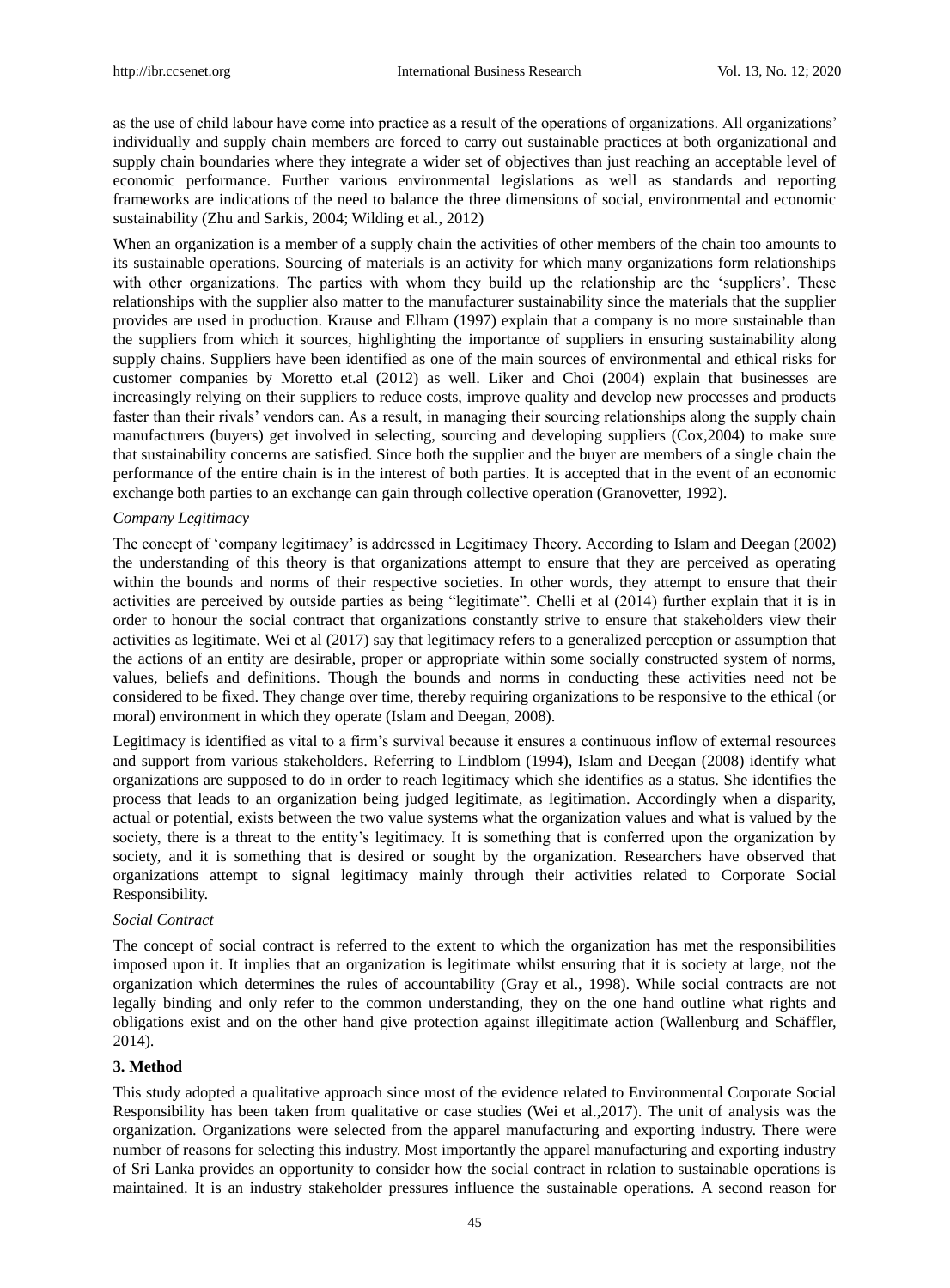as the use of child labour have come into practice as a result of the operations of organizations. All organizations' individually and supply chain members are forced to carry out sustainable practices at both organizational and supply chain boundaries where they integrate a wider set of objectives than just reaching an acceptable level of economic performance. Further various environmental legislations as well as standards and reporting frameworks are indications of the need to balance the three dimensions of social, environmental and economic sustainability (Zhu and Sarkis, 2004; Wilding et al., 2012)

When an organization is a member of a supply chain the activities of other members of the chain too amounts to its sustainable operations. Sourcing of materials is an activity for which many organizations form relationships with other organizations. The parties with whom they build up the relationship are the 'suppliers'. These relationships with the supplier also matter to the manufacturer sustainability since the materials that the supplier provides are used in production. Krause and Ellram (1997) explain that a company is no more sustainable than the suppliers from which it sources, highlighting the importance of suppliers in ensuring sustainability along supply chains. Suppliers have been identified as one of the main sources of environmental and ethical risks for customer companies by Moretto et.al (2012) as well. Liker and Choi (2004) explain that businesses are increasingly relying on their suppliers to reduce costs, improve quality and develop new processes and products faster than their rivals' vendors can. As a result, in managing their sourcing relationships along the supply chain manufacturers (buyers) get involved in selecting, sourcing and developing suppliers (Cox,2004) to make sure that sustainability concerns are satisfied. Since both the supplier and the buyer are members of a single chain the performance of the entire chain is in the interest of both parties. It is accepted that in the event of an economic exchange both parties to an exchange can gain through collective operation (Granovetter, 1992).

*Company Legitimacy*

The concept of 'company legitimacy' is addressed in Legitimacy Theory. According to Islam and Deegan (2002) the understanding of this theory is that organizations attempt to ensure that they are perceived as operating within the bounds and norms of their respective societies. In other words, they attempt to ensure that their activities are perceived by outside parties as being "legitimate". Chelli et al (2014) further explain that it is in order to honour the social contract that organizations constantly strive to ensure that stakeholders view their activities as legitimate. Wei et al (2017) say that legitimacy refers to a generalized perception or assumption that the actions of an entity are desirable, proper or appropriate within some socially constructed system of norms, values, beliefs and definitions. Though the bounds and norms in conducting these activities need not be considered to be fixed. They change over time, thereby requiring organizations to be responsive to the ethical (or moral) environment in which they operate (Islam and Deegan, 2008).

Legitimacy is identified as vital to a firm's survival because it ensures a continuous inflow of external resources and support from various stakeholders. Referring to Lindblom (1994), Islam and Deegan (2008) identify what organizations are supposed to do in order to reach legitimacy which she identifies as a status. She identifies the process that leads to an organization being judged legitimate, as legitimation. Accordingly when a disparity, actual or potential, exists between the two value systems what the organization values and what is valued by the society, there is a threat to the entity's legitimacy. It is something that is conferred upon the organization by society, and it is something that is desired or sought by the organization. Researchers have observed that organizations attempt to signal legitimacy mainly through their activities related to Corporate Social Responsibility.

*Social Contract*

The concept of social contract is referred to the extent to which the organization has met the responsibilities imposed upon it. It implies that an organization is legitimate whilst ensuring that it is society at large, not the organization which determines the rules of accountability (Gray et al., 1998). While social contracts are not legally binding and only refer to the common understanding, they on the one hand outline what rights and obligations exist and on the other hand give protection against illegitimate action (Wallenburg and Schäffler, 2014).

**3. Method**

This study adopted a qualitative approach since most of the evidence related to Environmental Corporate Social Responsibility has been taken from qualitative or case studies (Wei et al.,2017). The unit of analysis was the organization. Organizations were selected from the apparel manufacturing and exporting industry. There were number of reasons for selecting this industry. Most importantly the apparel manufacturing and exporting industry of Sri Lanka provides an opportunity to consider how the social contract in relation to sustainable operations is maintained. It is an industry stakeholder pressures influence the sustainable operations. A second reason for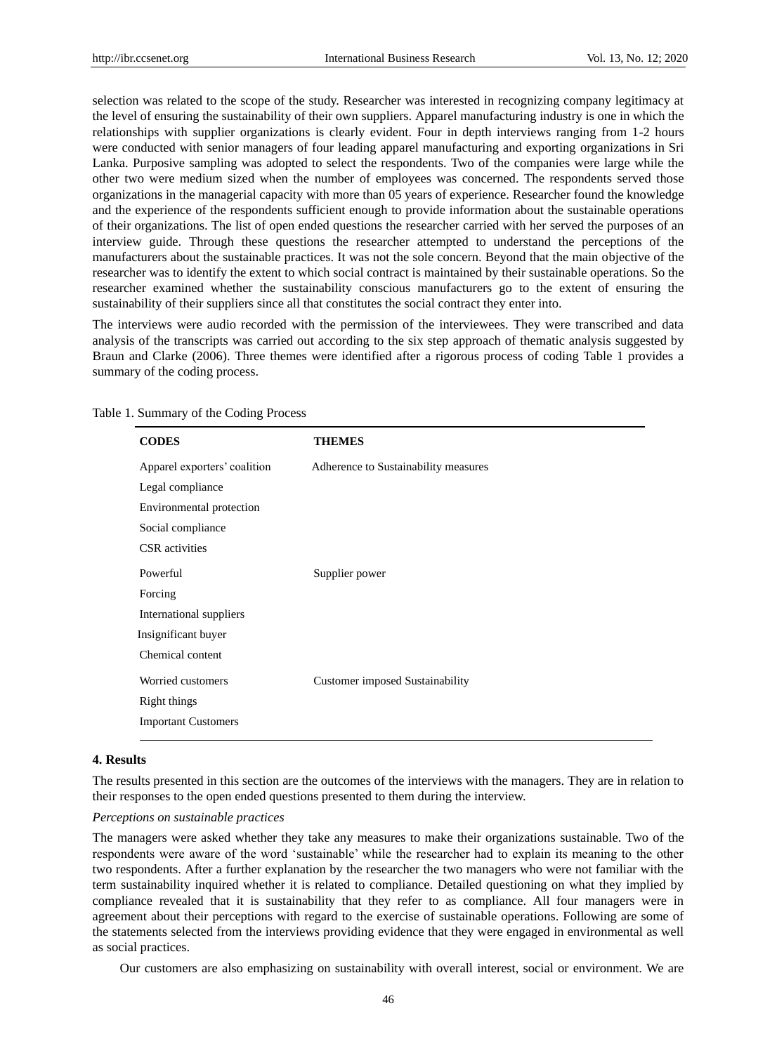selection was related to the scope of the study. Researcher was interested in recognizing company legitimacy at the level of ensuring the sustainability of their own suppliers. Apparel manufacturing industry is one in which the relationships with supplier organizations is clearly evident. Four in depth interviews ranging from 1-2 hours were conducted with senior managers of four leading apparel manufacturing and exporting organizations in Sri Lanka. Purposive sampling was adopted to select the respondents. Two of the companies were large while the other two were medium sized when the number of employees was concerned. The respondents served those organizations in the managerial capacity with more than 05 years of experience. Researcher found the knowledge and the experience of the respondents sufficient enough to provide information about the sustainable operations of their organizations. The list of open ended questions the researcher carried with her served the purposes of an interview guide. Through these questions the researcher attempted to understand the perceptions of the manufacturers about the sustainable practices. It was not the sole concern. Beyond that the main objective of the researcher was to identify the extent to which social contract is maintained by their sustainable operations. So the researcher examined whether the sustainability conscious manufacturers go to the extent of ensuring the sustainability of their suppliers since all that constitutes the social contract they enter into.

The interviews were audio recorded with the permission of the interviewees. They were transcribed and data analysis of the transcripts was carried out according to the six step approach of thematic analysis suggested by Braun and Clarke (2006). Three themes were identified after a rigorous process of coding Table 1 provides a summary of the coding process.

Table 1. Summary of the Coding Process

| CODES | THEMES |
|---|---|
| Apparel exporters' coalition | Adherence to Sustainability measures |
| Legal compliance | |
| Environmental protection | |
| Social compliance | |
| CSR activities | |
| Powerful | Supplier power |
| Forcing | |
| International suppliers | |
| Insignificant buyer | |
| Chemical content | |
| Worried customers | Customer imposed Sustainability |
| Right things | |
| Important Customers | |

## 4. Results

The results presented in this section are the outcomes of the interviews with the managers. They are in relation to their responses to the open ended questions presented to them during the interview.

*Perceptions on sustainable practices*

The managers were asked whether they take any measures to make their organizations sustainable. Two of the respondents were aware of the word 'sustainable' while the researcher had to explain its meaning to the other two respondents. After a further explanation by the researcher the two managers who were not familiar with the term sustainability inquired whether it is related to compliance. Detailed questioning on what they implied by compliance revealed that it is sustainability that they refer to as compliance. All four managers were in agreement about their perceptions with regard to the exercise of sustainable operations. Following are some of the statements selected from the interviews providing evidence that they were engaged in environmental as well as social practices.

Our customers are also emphasizing on sustainability with overall interest, social or environment. We are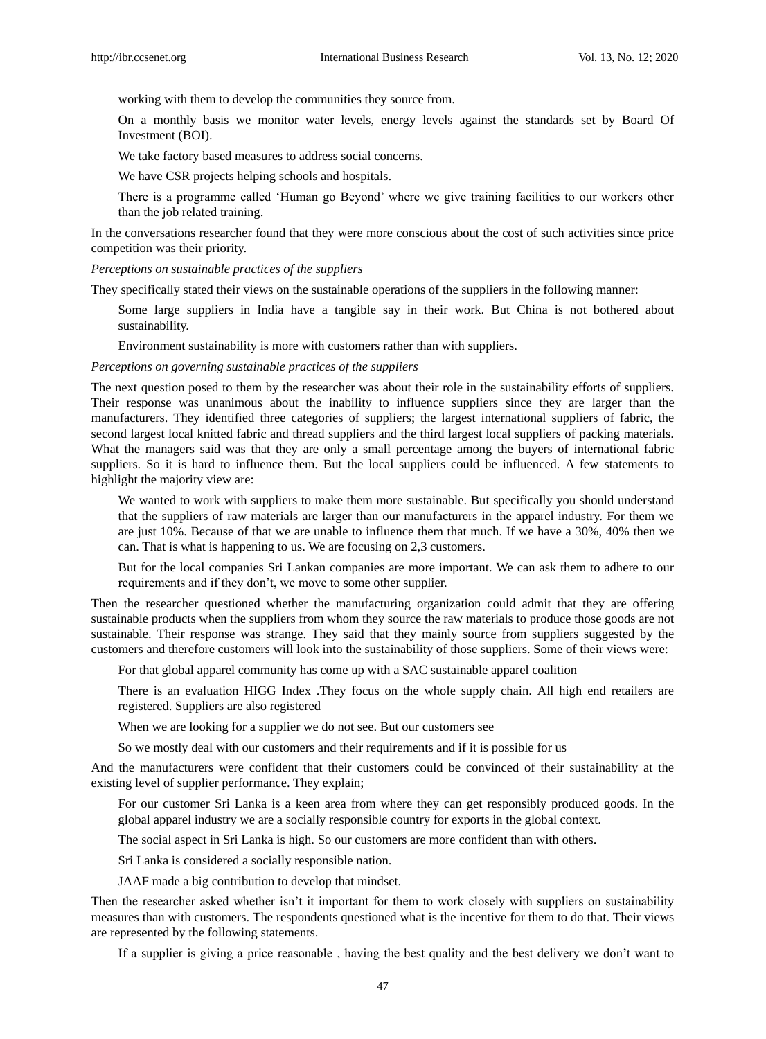working with them to develop the communities they source from.

On a monthly basis we monitor water levels, energy levels against the standards set by Board Of Investment (BOI).

We take factory based measures to address social concerns.

We have CSR projects helping schools and hospitals.

There is a programme called 'Human go Beyond' where we give training facilities to our workers other than the job related training.

In the conversations researcher found that they were more conscious about the cost of such activities since price competition was their priority.

*Perceptions on sustainable practices of the suppliers*

They specifically stated their views on the sustainable operations of the suppliers in the following manner:

Some large suppliers in India have a tangible say in their work. But China is not bothered about sustainability.

Environment sustainability is more with customers rather than with suppliers.

*Perceptions on governing sustainable practices of the suppliers*

The next question posed to them by the researcher was about their role in the sustainability efforts of suppliers. Their response was unanimous about the inability to influence suppliers since they are larger than the manufacturers. They identified three categories of suppliers; the largest international suppliers of fabric, the second largest local knitted fabric and thread suppliers and the third largest local suppliers of packing materials. What the managers said was that they are only a small percentage among the buyers of international fabric suppliers. So it is hard to influence them. But the local suppliers could be influenced. A few statements to highlight the majority view are:

We wanted to work with suppliers to make them more sustainable. But specifically you should understand that the suppliers of raw materials are larger than our manufacturers in the apparel industry. For them we are just 10%. Because of that we are unable to influence them that much. If we have a 30%, 40% then we can. That is what is happening to us. We are focusing on 2,3 customers.

But for the local companies Sri Lankan companies are more important. We can ask them to adhere to our requirements and if they don't, we move to some other supplier.

Then the researcher questioned whether the manufacturing organization could admit that they are offering sustainable products when the suppliers from whom they source the raw materials to produce those goods are not sustainable. Their response was strange. They said that they mainly source from suppliers suggested by the customers and therefore customers will look into the sustainability of those suppliers. Some of their views were:

For that global apparel community has come up with a SAC sustainable apparel coalition

There is an evaluation HIGG Index .They focus on the whole supply chain. All high end retailers are registered. Suppliers are also registered

When we are looking for a supplier we do not see. But our customers see

So we mostly deal with our customers and their requirements and if it is possible for us

And the manufacturers were confident that their customers could be convinced of their sustainability at the existing level of supplier performance. They explain;

For our customer Sri Lanka is a keen area from where they can get responsibly produced goods. In the global apparel industry we are a socially responsible country for exports in the global context.

The social aspect in Sri Lanka is high. So our customers are more confident than with others.

Sri Lanka is considered a socially responsible nation.

JAAF made a big contribution to develop that mindset.

Then the researcher asked whether isn't it important for them to work closely with suppliers on sustainability measures than with customers. The respondents questioned what is the incentive for them to do that. Their views are represented by the following statements.

If a supplier is giving a price reasonable , having the best quality and the best delivery we don't want to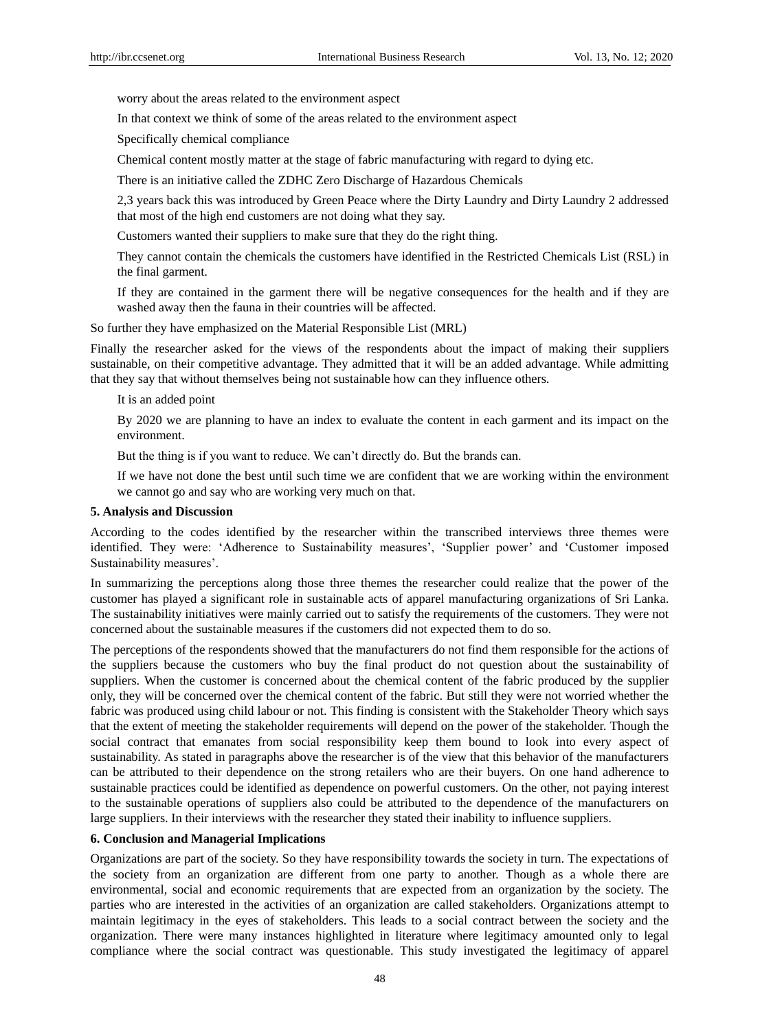worry about the areas related to the environment aspect

In that context we think of some of the areas related to the environment aspect

Specifically chemical compliance

Chemical content mostly matter at the stage of fabric manufacturing with regard to dying etc.

There is an initiative called the ZDHC Zero Discharge of Hazardous Chemicals

2,3 years back this was introduced by Green Peace where the Dirty Laundry and Dirty Laundry 2 addressed that most of the high end customers are not doing what they say.

Customers wanted their suppliers to make sure that they do the right thing.

They cannot contain the chemicals the customers have identified in the Restricted Chemicals List (RSL) in the final garment.

If they are contained in the garment there will be negative consequences for the health and if they are washed away then the fauna in their countries will be affected.

So further they have emphasized on the Material Responsible List (MRL)

Finally the researcher asked for the views of the respondents about the impact of making their suppliers sustainable, on their competitive advantage. They admitted that it will be an added advantage. While admitting that they say that without themselves being not sustainable how can they influence others.

It is an added point

By 2020 we are planning to have an index to evaluate the content in each garment and its impact on the environment.

But the thing is if you want to reduce. We can't directly do. But the brands can.

If we have not done the best until such time we are confident that we are working within the environment we cannot go and say who are working very much on that.

## 5. Analysis and Discussion

According to the codes identified by the researcher within the transcribed interviews three themes were identified. They were: 'Adherence to Sustainability measures', 'Supplier power' and 'Customer imposed Sustainability measures'.

In summarizing the perceptions along those three themes the researcher could realize that the power of the customer has played a significant role in sustainable acts of apparel manufacturing organizations of Sri Lanka. The sustainability initiatives were mainly carried out to satisfy the requirements of the customers. They were not concerned about the sustainable measures if the customers did not expected them to do so.

The perceptions of the respondents showed that the manufacturers do not find them responsible for the actions of the suppliers because the customers who buy the final product do not question about the sustainability of suppliers. When the customer is concerned about the chemical content of the fabric produced by the supplier only, they will be concerned over the chemical content of the fabric. But still they were not worried whether the fabric was produced using child labour or not. This finding is consistent with the Stakeholder Theory which says that the extent of meeting the stakeholder requirements will depend on the power of the stakeholder. Though the social contract that emanates from social responsibility keep them bound to look into every aspect of sustainability. As stated in paragraphs above the researcher is of the view that this behavior of the manufacturers can be attributed to their dependence on the strong retailers who are their buyers. On one hand adherence to sustainable practices could be identified as dependence on powerful customers. On the other, not paying interest to the sustainable operations of suppliers also could be attributed to the dependence of the manufacturers on large suppliers. In their interviews with the researcher they stated their inability to influence suppliers.

## 6. Conclusion and Managerial Implications

Organizations are part of the society. So they have responsibility towards the society in turn. The expectations of the society from an organization are different from one party to another. Though as a whole there are environmental, social and economic requirements that are expected from an organization by the society. The parties who are interested in the activities of an organization are called stakeholders. Organizations attempt to maintain legitimacy in the eyes of stakeholders. This leads to a social contract between the society and the organization. There were many instances highlighted in literature where legitimacy amounted only to legal compliance where the social contract was questionable. This study investigated the legitimacy of apparel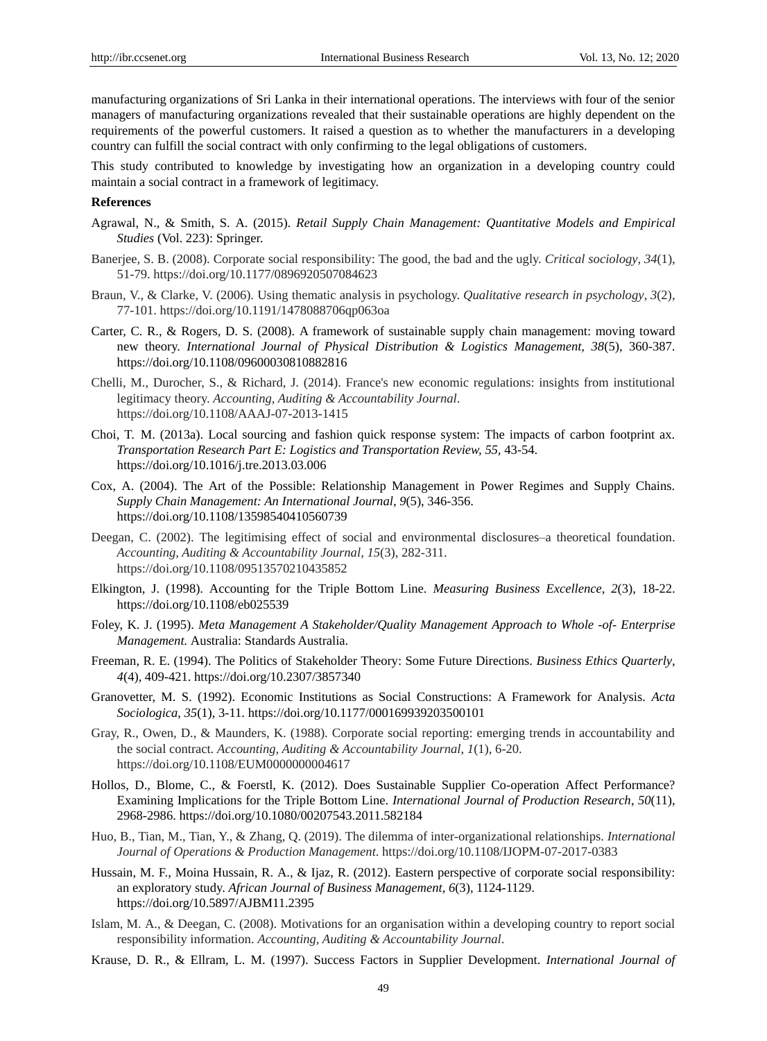manufacturing organizations of Sri Lanka in their international operations. The interviews with four of the senior managers of manufacturing organizations revealed that their sustainable operations are highly dependent on the requirements of the powerful customers. It raised a question as to whether the manufacturers in a developing country can fulfill the social contract with only confirming to the legal obligations of customers.

This study contributed to knowledge by investigating how an organization in a developing country could maintain a social contract in a framework of legitimacy.

**References**

Agrawal, N., & Smith, S. A. (2015). *Retail Supply Chain Management: Quantitative Models and Empirical Studies* (Vol. 223): Springer.

Banerjee, S. B. (2008). Corporate social responsibility: The good, the bad and the ugly. *Critical sociology*, *34*(1), 51-79. https://doi.org/10.1177/0896920507084623

Braun, V., & Clarke, V. (2006). Using thematic analysis in psychology. *Qualitative research in psychology*, *3*(2), 77-101. https://doi.org/10.1191/1478088706qp063oa

Carter, C. R., & Rogers, D. S. (2008). A framework of sustainable supply chain management: moving toward new theory. *International Journal of Physical Distribution & Logistics Management, 38*(5), 360-387. https://doi.org/10.1108/09600030810882816

Chelli, M., Durocher, S., & Richard, J. (2014). France's new economic regulations: insights from institutional legitimacy theory. *Accounting, Auditing & Accountability Journal*. https://doi.org/10.1108/AAAJ-07-2013-1415

Choi, T. M. (2013a). Local sourcing and fashion quick response system: The impacts of carbon footprint ax. *Transportation Research Part E: Logistics and Transportation Review, 55*, 43-54. https://doi.org/10.1016/j.tre.2013.03.006

Cox, A. (2004). The Art of the Possible: Relationship Management in Power Regimes and Supply Chains. *Supply Chain Management: An International Journal*, *9*(5), 346-356. https://doi.org/10.1108/13598540410560739

Deegan, C. (2002). The legitimising effect of social and environmental disclosures–a theoretical foundation. *Accounting, Auditing & Accountability Journal*, *15*(3), 282-311. https://doi.org/10.1108/09513570210435852

Elkington, J. (1998). Accounting for the Triple Bottom Line. *Measuring Business Excellence*, *2*(3), 18-22. https://doi.org/10.1108/eb025539

Foley, K. J. (1995). *Meta Management A Stakeholder/Quality Management Approach to Whole -of- Enterprise Management*. Australia: Standards Australia.

Freeman, R. E. (1994). The Politics of Stakeholder Theory: Some Future Directions. *Business Ethics Quarterly*, *4*(4), 409-421. https://doi.org/10.2307/3857340

Granovetter, M. S. (1992). Economic Institutions as Social Constructions: A Framework for Analysis. *Acta Sociologica*, *35*(1), 3-11. https://doi.org/10.1177/000169939203500101

Gray, R., Owen, D., & Maunders, K. (1988). Corporate social reporting: emerging trends in accountability and the social contract. *Accounting, Auditing & Accountability Journal*, *1*(1), 6-20. https://doi.org/10.1108/EUM0000000004617

Hollos, D., Blome, C., & Foerstl, K. (2012). Does Sustainable Supplier Co-operation Affect Performance? Examining Implications for the Triple Bottom Line. *International Journal of Production Research*, *50*(11), 2968-2986. https://doi.org/10.1080/00207543.2011.582184

Huo, B., Tian, M., Tian, Y., & Zhang, Q. (2019). The dilemma of inter-organizational relationships. *International Journal of Operations & Production Management*. https://doi.org/10.1108/IJOPM-07-2017-0383

Hussain, M. F., Moina Hussain, R. A., & Ijaz, R. (2012). Eastern perspective of corporate social responsibility: an exploratory study. *African Journal of Business Management, 6*(3), 1124-1129. https://doi.org/10.5897/AJBM11.2395

Islam, M. A., & Deegan, C. (2008). Motivations for an organisation within a developing country to report social responsibility information. *Accounting, Auditing & Accountability Journal*.

Krause, D. R., & Ellram, L. M. (1997). Success Factors in Supplier Development. *International Journal of*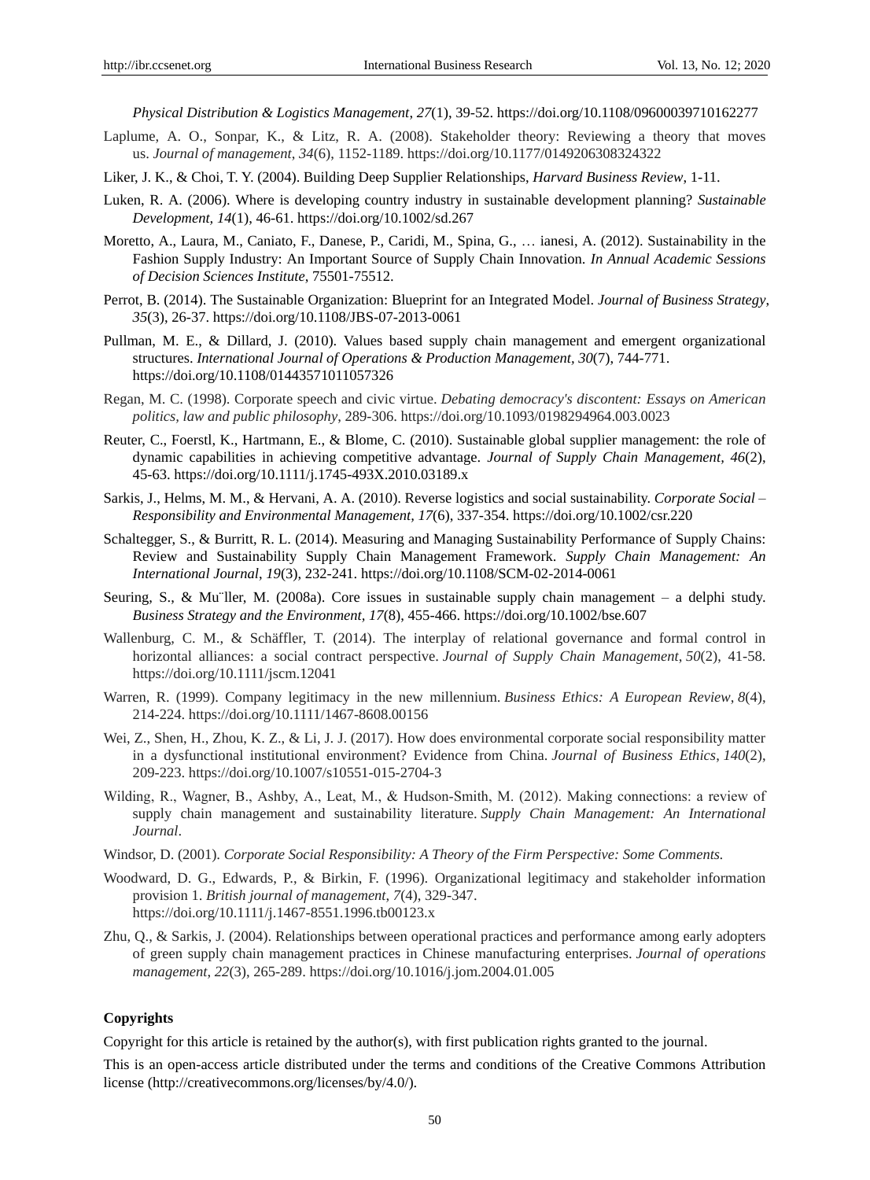*Physical Distribution & Logistics Management*, *27*(1), 39-52. https://doi.org/10.1108/09600039710162277

Laplume, A. O., Sonpar, K., & Litz, R. A. (2008). Stakeholder theory: Reviewing a theory that moves us. *Journal of management*, *34*(6), 1152-1189. https://doi.org/10.1177/0149206308324322

Liker, J. K., & Choi, T. Y. (2004). Building Deep Supplier Relationships, *Harvard Business Review,* 1-11.

Luken, R. A. (2006). Where is developing country industry in sustainable development planning? *Sustainable Development, 14*(1), 46-61. https://doi.org/10.1002/sd.267

Moretto, A., Laura, M., Caniato, F., Danese, P., Caridi, M., Spina, G., … ianesi, A. (2012). Sustainability in the Fashion Supply Industry: An Important Source of Supply Chain Innovation. *In Annual Academic Sessions of Decision Sciences Institute*, 75501-75512.

Perrot, B. (2014). The Sustainable Organization: Blueprint for an Integrated Model. *Journal of Business Strategy, 35*(3), 26-37. https://doi.org/10.1108/JBS-07-2013-0061

Pullman, M. E., & Dillard, J. (2010). Values based supply chain management and emergent organizational structures. *International Journal of Operations & Production Management, 30*(7), 744-771. https://doi.org/10.1108/01443571011057326

Regan, M. C. (1998). Corporate speech and civic virtue. *Debating democracy's discontent: Essays on American politics, law and public philosophy*, 289-306. https://doi.org/10.1093/0198294964.003.0023

Reuter, C., Foerstl, K., Hartmann, E., & Blome, C. (2010). Sustainable global supplier management: the role of dynamic capabilities in achieving competitive advantage. *Journal of Supply Chain Management, 46*(2), 45-63. https://doi.org/10.1111/j.1745-493X.2010.03189.x

Sarkis, J., Helms, M. M., & Hervani, A. A. (2010). Reverse logistics and social sustainability. *Corporate Social – Responsibility and Environmental Management, 17*(6), 337-354. https://doi.org/10.1002/csr.220

Schaltegger, S., & Burritt, R. L. (2014). Measuring and Managing Sustainability Performance of Supply Chains: Review and Sustainability Supply Chain Management Framework. *Supply Chain Management: An International Journal*, *19*(3), 232-241. https://doi.org/10.1108/SCM-02-2014-0061

Seuring, S., & Mu¨ller, M. (2008a). Core issues in sustainable supply chain management – a delphi study. *Business Strategy and the Environment, 17*(8), 455-466. https://doi.org/10.1002/bse.607

Wallenburg, C. M., & Schäffler, T. (2014). The interplay of relational governance and formal control in horizontal alliances: a social contract perspective. *Journal of Supply Chain Management*, *50*(2), 41-58. https://doi.org/10.1111/jscm.12041

Warren, R. (1999). Company legitimacy in the new millennium. *Business Ethics: A European Review*, *8*(4), 214-224. https://doi.org/10.1111/1467-8608.00156

Wei, Z., Shen, H., Zhou, K. Z., & Li, J. J. (2017). How does environmental corporate social responsibility matter in a dysfunctional institutional environment? Evidence from China. *Journal of Business Ethics*, *140*(2), 209-223. https://doi.org/10.1007/s10551-015-2704-3

Wilding, R., Wagner, B., Ashby, A., Leat, M., & Hudson-Smith, M. (2012). Making connections: a review of supply chain management and sustainability literature. *Supply Chain Management: An International Journal*.

Windsor, D. (2001). *Corporate Social Responsibility: A Theory of the Firm Perspective: Some Comments.*

Woodward, D. G., Edwards, P., & Birkin, F. (1996). Organizational legitimacy and stakeholder information provision 1. *British journal of management, 7*(4), 329-347. https://doi.org/10.1111/j.1467-8551.1996.tb00123.x

Zhu, Q., & Sarkis, J. (2004). Relationships between operational practices and performance among early adopters of green supply chain management practices in Chinese manufacturing enterprises. *Journal of operations management*, *22*(3), 265-289. https://doi.org/10.1016/j.jom.2004.01.005

**Copyrights**

Copyright for this article is retained by the author(s), with first publication rights granted to the journal.

This is an open-access article distributed under the terms and conditions of the Creative Commons Attribution license (http://creativecommons.org/licenses/by/4.0/).